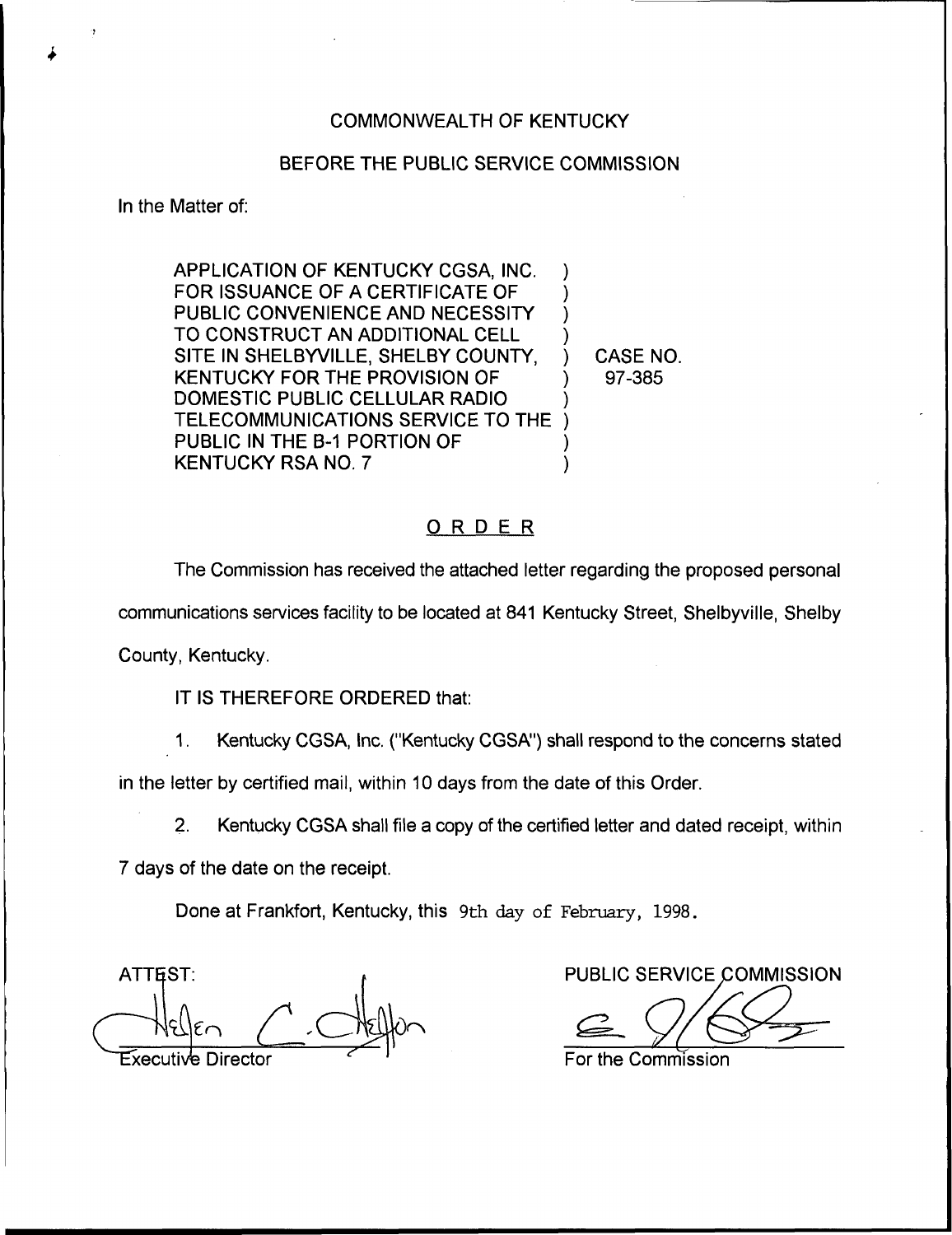COMMONWEALTH OF KENTUCKY

BEFORE THE PUBLIC SERVICE COMMISSION

In the Matter of:

| | | |
|---|---|---|
| APPLICATION OF KENTUCKY CGSA, INC. FOR ISSUANCE OF A CERTIFICATE OF PUBLIC CONVENIENCE AND NECESSITY TO CONSTRUCT AN ADDITIONAL CELL SITE IN SHELBYVILLE, SHELBY COUNTY, KENTUCKY FOR THE PROVISION OF DOMESTIC PUBLIC CELLULAR RADIO TELECOMMUNICATIONS SERVICE TO THE PUBLIC IN THE B-1 PORTION OF KENTUCKY RSA NO. 7 | ) | CASE NO. 97-385 |

## ORDER

The Commission has received the attached letter regarding the proposed personal communications services facility to be located at 841 Kentucky Street, Shelbyville, Shelby County, Kentucky.

IT IS THEREFORE ORDERED that:

1. Kentucky CGSA, Inc. ("Kentucky CGSA") shall respond to the concerns stated in the letter by certified mail, within 10 days from the date of this Order.

2. Kentucky CGSA shall file a copy of the certified letter and dated receipt, within 7 days of the date on the receipt.

Done at Frankfort, Kentucky, this 9th day of February, 1998.

PUBLIC SERVICE COMMISSION

For the Commission

ATTEST:

Executive Director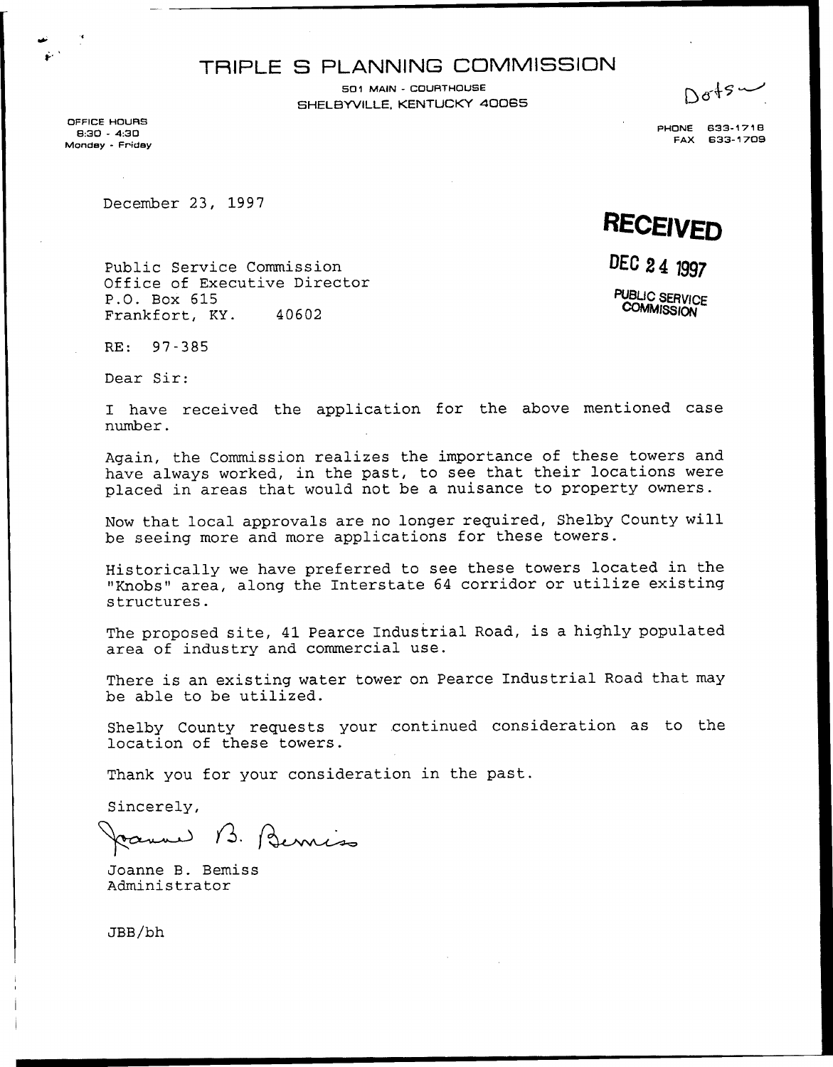# TRIPLE S PLANNING COMMISSION

501 MAIN - COURTHOUSE
SHELBYVILLE, KENTUCKY 40065

Dotson

OFFICE HOURS
8:30 - 4:30
Monday - Friday

PHONE 633-1718
FAX 633-1709

December 23, 1997

**RECEIVED**

DEC 24 1997

PUBLIC SERVICE COMMISSION

Public Service Commission
Office of Executive Director
P.O. Box 615
Frankfort, KY. 40602

RE: 97-385

Dear Sir:

I have received the application for the above mentioned case number.

Again, the Commission realizes the importance of these towers and have always worked, in the past, to see that their locations were placed in areas that would not be a nuisance to property owners.

Now that local approvals are no longer required, Shelby County will be seeing more and more applications for these towers.

Historically we have preferred to see these towers located in the "Knobs" area, along the Interstate 64 corridor or utilize existing structures.

The proposed site, 41 Pearce Industrial Road, is a highly populated area of industry and commercial use.

There is an existing water tower on Pearce Industrial Road that may be able to be utilized.

Shelby County requests your continued consideration as to the location of these towers.

Thank you for your consideration in the past.

Sincerely,

Joanne B. Bemiss

Joanne B. Bemiss
Administrator

JBB/bh